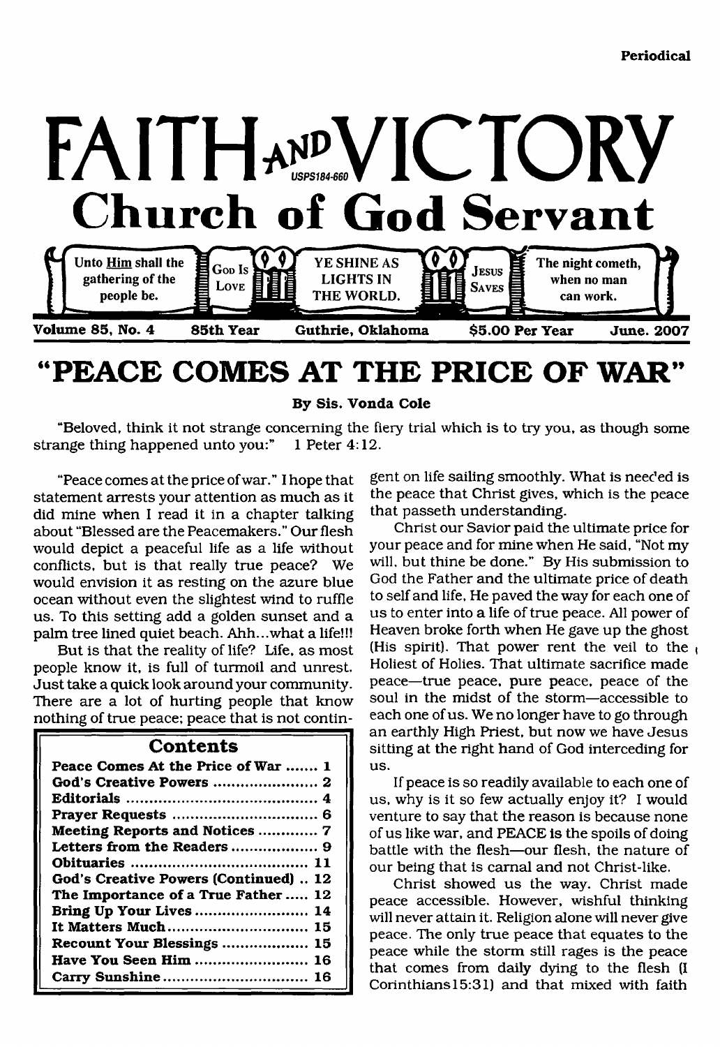Periodical

# FAITH AND VICTORY

USPS184-660

## Church of God Servant

Unto Him shall the gathering of the people be. | God Is Love | YE SHINE AS LIGHTS IN THE WORLD. | Jesus Saves | The night cometh, when no man can work.

**Volume 85, No. 4 — 85th Year — Guthrie, Oklahoma — $5.00 Per Year — June. 2007**

# "PEACE COMES AT THE PRICE OF WAR"

**By Sis. Vonda Cole**

"Beloved, think it not strange concerning the fiery trial which is to try you, as though some strange thing happened unto you:" 1 Peter 4:12.

"Peace comes at the price of war." I hope that statement arrests your attention as much as it did mine when I read it in a chapter talking about "Blessed are the Peacemakers." Our flesh would depict a peaceful life as a life without conflicts, but is that really true peace? We would envision it as resting on the azure blue ocean without even the slightest wind to ruffle us. To this setting add a golden sunset and a palm tree lined quiet beach. Ahh...what a life!!!

But is that the reality of life? Life, as most people know it, is full of turmoil and unrest. Just take a quick look around your community. There are a lot of hurting people that know nothing of true peace; peace that is not contingent on life sailing smoothly. What is needed is the peace that Christ gives, which is the peace that passeth understanding.

Christ our Savior paid the ultimate price for your peace and for mine when He said, "Not my will, but thine be done." By His submission to God the Father and the ultimate price of death to self and life, He paved the way for each one of us to enter into a life of true peace. All power of Heaven broke forth when He gave up the ghost (His spirit). That power rent the veil to the Holiest of Holies. That ultimate sacrifice made peace—true peace, pure peace, peace of the soul in the midst of the storm—accessible to each one of us. We no longer have to go through an earthly High Priest, but now we have Jesus sitting at the right hand of God interceding for us.

If peace is so readily available to each one of us, why is it so few actually enjoy it? I would venture to say that the reason is because none of us like war, and PEACE is the spoils of doing battle with the flesh—our flesh, the nature of our being that is carnal and not Christ-like.

Christ showed us the way. Christ made peace accessible. However, wishful thinking will never attain it. Religion alone will never give peace. The only true peace that equates to the peace while the storm still rages is the peace that comes from daily dying to the flesh (I Corinthians15:31) and that mixed with faith

## Contents

| | |
|---|---|
| Peace Comes At the Price of War | 1 |
| God's Creative Powers | 2 |
| Editorials | 4 |
| Prayer Requests | 6 |
| Meeting Reports and Notices | 7 |
| Letters from the Readers | 9 |
| Obituaries | 11 |
| God's Creative Powers (Continued) | 12 |
| The Importance of a True Father | 12 |
| Bring Up Your Lives | 14 |
| It Matters Much | 15 |
| Recount Your Blessings | 15 |
| Have You Seen Him | 16 |
| Carry Sunshine | 16 |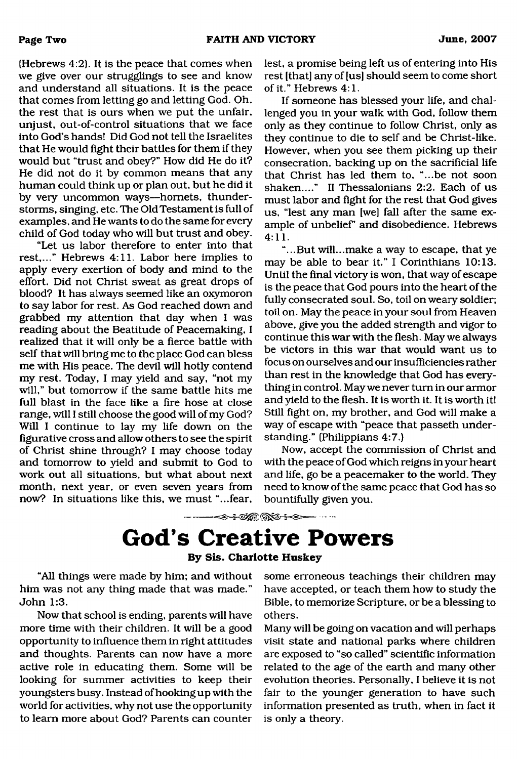(Hebrews 4:2). It is the peace that comes when we give over our strugglings to see and know and understand all situations. It is the peace that comes from letting go and letting God. Oh, the rest that is ours when we put the unfair, unjust, out-of-control situations that we face into God's hands! Did God not tell the Israelites that He would fight their battles for them if they would but "trust and obey?" How did He do it? He did not do it by common means that any human could think up or plan out, but he did it by very uncommon ways—hornets, thunderstorms, singing, etc. The Old Testament is full of examples, and He wants to do the same for every child of God today who will but trust and obey.

"Let us labor therefore to enter into that rest,..." Hebrews 4:11. Labor here implies to apply every exertion of body and mind to the effort. Did not Christ sweat as great drops of blood? It has always seemed like an oxymoron to say labor for rest. As God reached down and grabbed my attention that day when I was reading about the Beatitude of Peacemaking, I realized that it will only be a fierce battle with self that will bring me to the place God can bless me with His peace. The devil will hotly contend my rest. Today, I may yield and say, "not my will," but tomorrow if the same battle hits me full blast in the face like a fire hose at close range, will I still choose the good will of my God? Will I continue to lay my life down on the figurative cross and allow others to see the spirit of Christ shine through? I may choose today and tomorrow to yield and submit to God to work out all situations, but what about next month, next year, or even seven years from now? In situations like this, we must "...fear, lest, a promise being left us of entering into His rest [that] any of [us] should seem to come short of it." Hebrews 4:1.

If someone has blessed your life, and challenged you in your walk with God, follow them only as they continue to follow Christ, only as they continue to die to self and be Christ-like. However, when you see them picking up their consecration, backing up on the sacrificial life that Christ has led them to, "...be not soon shaken...." II Thessalonians 2:2. Each of us must labor and fight for the rest that God gives us, "lest any man [we] fall after the same example of unbelief" and disobedience. Hebrews 4:11.

"...But will...make a way to escape, that ye may be able to bear it." I Corinthians 10:13. Until the final victory is won, that way of escape is the peace that God pours into the heart of the fully consecrated soul. So, toil on weary soldier; toil on. May the peace in your soul from Heaven above, give you the added strength and vigor to continue this war with the flesh. May we always be victors in this war that would want us to focus on ourselves and our insufficiencies rather than rest in the knowledge that God has everything in control. May we never turn in our armor and yield to the flesh. It is worth it. It is worth it! Still fight on, my brother, and God will make a way of escape with "peace that passeth understanding." (Philippians 4:7.)

Now, accept the commission of Christ and with the peace of God which reigns in your heart and life, go be a peacemaker to the world. They need to know of the same peace that God has so bountifully given you.

# God's Creative Powers

**By Sis. Charlotte Huskey**

"All things were made by him; and without him was not any thing made that was made." John 1:3.

Now that school is ending, parents will have more time with their children. It will be a good opportunity to influence them in right attitudes and thoughts. Parents can now have a more active role in educating them. Some will be looking for summer activities to keep their youngsters busy. Instead of hooking up with the world for activities, why not use the opportunity to learn more about God? Parents can counter some erroneous teachings their children may have accepted, or teach them how to study the Bible, to memorize Scripture, or be a blessing to others.

Many will be going on vacation and will perhaps visit state and national parks where children are exposed to "so called" scientific information related to the age of the earth and many other evolution theories. Personally, I believe it is not fair to the younger generation to have such information presented as truth, when in fact it is only a theory.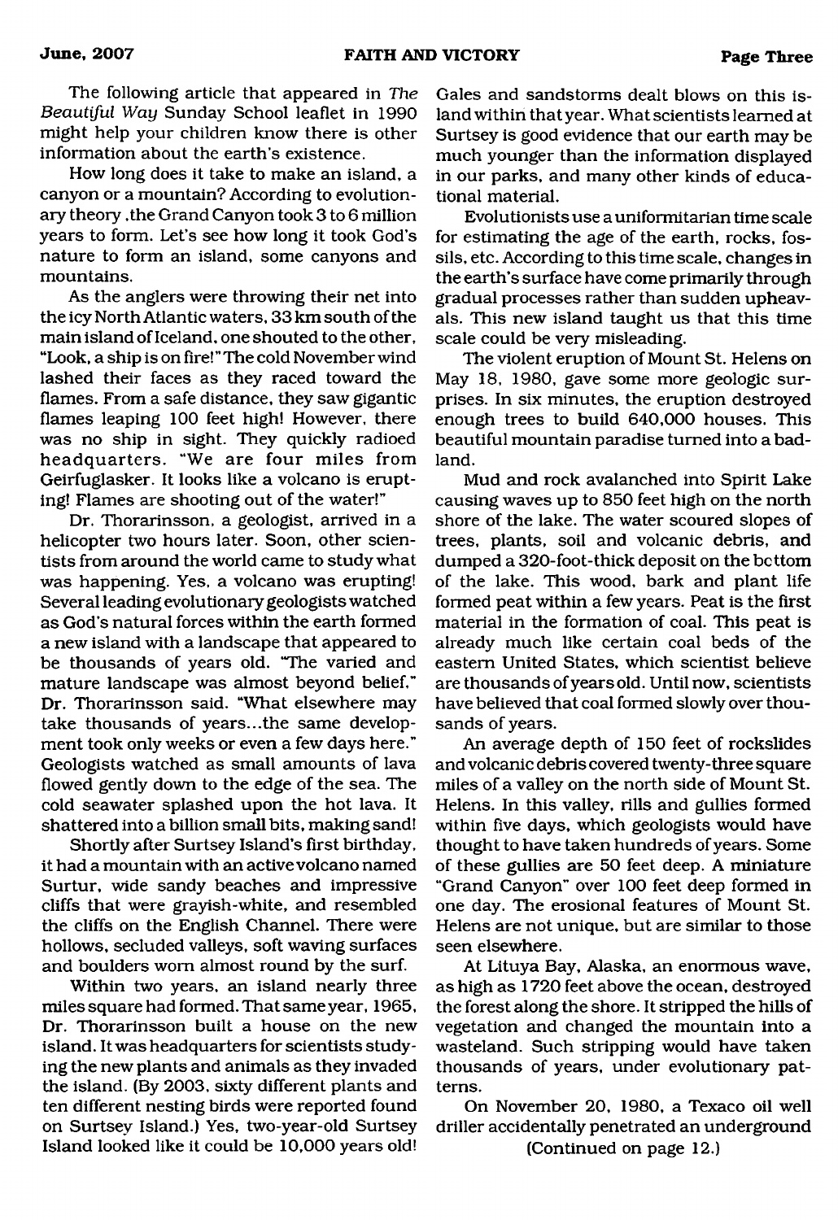The following article that appeared in *The Beautiful Way* Sunday School leaflet in 1990 might help your children know there is other information about the earth's existence.

How long does it take to make an island, a canyon or a mountain? According to evolutionary theory ,the Grand Canyon took 3 to 6 million years to form. Let's see how long it took God's nature to form an island, some canyons and mountains.

As the anglers were throwing their net into the icy North Atlantic waters, 33 km south of the main island of Iceland, one shouted to the other, "Look, a ship is on fire!" The cold November wind lashed their faces as they raced toward the flames. From a safe distance, they saw gigantic flames leaping 100 feet high! However, there was no ship in sight. They quickly radioed headquarters. "We are four miles from Geirfuglasker. It looks like a volcano is erupting! Flames are shooting out of the water!"

Dr. Thorarinsson, a geologist, arrived in a helicopter two hours later. Soon, other scientists from around the world came to study what was happening. Yes, a volcano was erupting! Several leading evolutionary geologists watched as God's natural forces within the earth formed a new island with a landscape that appeared to be thousands of years old. "The varied and mature landscape was almost beyond belief," Dr. Thorarinsson said. "What elsewhere may take thousands of years...the same development took only weeks or even a few days here." Geologists watched as small amounts of lava flowed gently down to the edge of the sea. The cold seawater splashed upon the hot lava. It shattered into a billion small bits, making sand!

Shortly after Surtsey Island's first birthday, it had a mountain with an active volcano named Surtur, wide sandy beaches and impressive cliffs that were grayish-white, and resembled the cliffs on the English Channel. There were hollows, secluded valleys, soft waving surfaces and boulders worn almost round by the surf.

Within two years, an island nearly three miles square had formed. That same year, 1965, Dr. Thorarinsson built a house on the new island. It was headquarters for scientists studying the new plants and animals as they invaded the island. (By 2003, sixty different plants and ten different nesting birds were reported found on Surtsey Island.) Yes, two-year-old Surtsey Island looked like it could be 10,000 years old! Gales and sandstorms dealt blows on this island within that year. What scientists learned at Surtsey is good evidence that our earth may be much younger than the information displayed in our parks, and many other kinds of educational material.

Evolutionists use a uniformitarian time scale for estimating the age of the earth, rocks, fossils, etc. According to this time scale, changes in the earth's surface have come primarily through gradual processes rather than sudden upheavals. This new island taught us that this time scale could be very misleading.

The violent eruption of Mount St. Helens on May 18, 1980, gave some more geologic surprises. In six minutes, the eruption destroyed enough trees to build 640,000 houses. This beautiful mountain paradise turned into a badland.

Mud and rock avalanched into Spirit Lake causing waves up to 850 feet high on the north shore of the lake. The water scoured slopes of trees, plants, soil and volcanic debris, and dumped a 320-foot-thick deposit on the bottom of the lake. This wood, bark and plant life formed peat within a few years. Peat is the first material in the formation of coal. This peat is already much like certain coal beds of the eastern United States, which scientist believe are thousands of years old. Until now, scientists have believed that coal formed slowly over thousands of years.

An average depth of 150 feet of rockslides and volcanic debris covered twenty-three square miles of a valley on the north side of Mount St. Helens. In this valley, rills and gullies formed within five days, which geologists would have thought to have taken hundreds of years. Some of these gullies are 50 feet deep. A miniature "Grand Canyon" over 100 feet deep formed in one day. The erosional features of Mount St. Helens are not unique, but are similar to those seen elsewhere.

At Lituya Bay, Alaska, an enormous wave, as high as 1720 feet above the ocean, destroyed the forest along the shore. It stripped the hills of vegetation and changed the mountain into a wasteland. Such stripping would have taken thousands of years, under evolutionary patterns.

On November 20, 1980, a Texaco oil well driller accidentally penetrated an underground

(Continued on page 12.)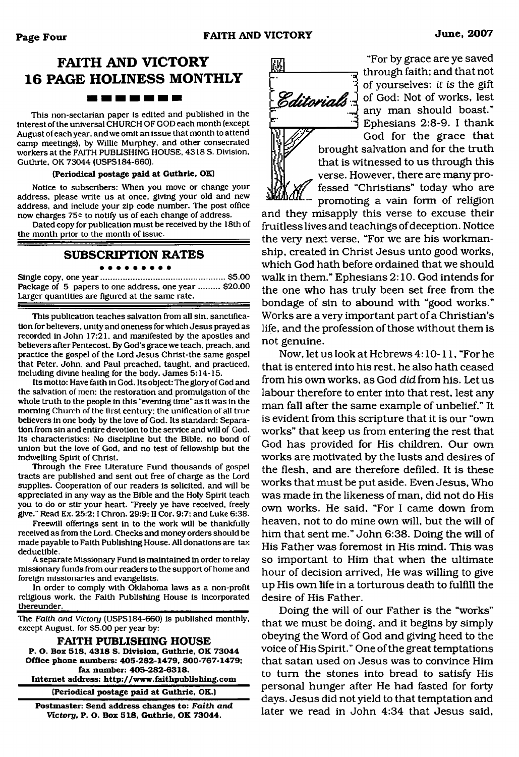# FAITH AND VICTORY 16 PAGE HOLINESS MONTHLY

This non-sectarian paper is edited and published in the interest of the universal CHURCH OF GOD each month (except August of each year, and we omit an issue that month to attend camp meetings), by Willie Murphey, and other consecrated workers at the FAITH PUBLISHING HOUSE, 4318 S. Division, Guthrie, OK 73044 (USPS184-660).

**(Periodical postage paid at Guthrie, OK)**

Notice to subscribers: When you move or change your address, please write us at once, giving your old and new address, and include your zip code number. The post office now charges 75¢ to notify us of each change of address.

Dated copy for publication must be received by the 18th of the month prior to the month of issue.

## SUBSCRIPTION RATES

Single copy, one year .................................................. $5.00
Package of 5 papers to one address, one year ......... $20.00
Larger quantities are figured at the same rate.

This publication teaches salvation from all sin, sanctification for believers, unity and oneness for which Jesus prayed as recorded in John 17:21, and manifested by the apostles and believers after Pentecost. By God's grace we teach, preach, and practice the gospel of the Lord Jesus Christ-the same gospel that Peter, John, and Paul preached, taught, and practiced, including divine healing for the body. James 5:14-15.

Its motto: Have faith in God. Its object: The glory of God and the salvation of men; the restoration and promulgation of the whole truth to the people in this "evening time" as it was in the morning Church of the first century; the unification of all true believers in one body by the love of God. Its standard: Separation from sin and entire devotion to the service and will of God. Its characteristics: No discipline but the Bible, no bond of union but the love of God, and no test of fellowship but the indwelling Spirit of Christ.

Through the Free Literature Fund thousands of gospel tracts are published and sent out free of charge as the Lord supplies. Cooperation of our readers is solicited, and will be appreciated in any way as the Bible and the Holy Spirit teach you to do or stir your heart. "Freely ye have received, freely give." Read Ex. 25:2; I Chron. 29:9; II Cor. 9:7; and Luke 6:38.

Freewill offerings sent in to the work will be thankfully received as from the Lord. Checks and money orders should be made payable to Faith Publishing House. All donations are tax deductible.

A separate Missionary Fund is maintained in order to relay missionary funds from our readers to the support of home and foreign missionaries and evangelists.

In order to comply with Oklahoma laws as a non-profit religious work, the Faith Publishing House is incorporated thereunder.

The *Faith and Victory* (USPS184-660) is published monthly, except August, for $5.00 per year by:

**FAITH PUBLISHING HOUSE**
**P. O. Box 518, 4318 S. Division, Guthrie, OK 73044**
**Office phone numbers: 405-282-1479, 800-767-1479; fax number: 405-282-6318.**
**Internet address: http://www.faithpublishing.com**

**(Periodical postage paid at Guthrie, OK.)**

**Postmaster: Send address changes to: *Faith and Victory*, P. O. Box 518, Guthrie, OK 73044.**

## Editorials

"For by grace are ye saved through faith; and that not of yourselves: *it is* the gift of God: Not of works, lest any man should boast." Ephesians 2:8-9. I thank God for the grace that brought salvation and for the truth that is witnessed to us through this verse. However, there are many professed "Christians" today who are promoting a vain form of religion and they misapply this verse to excuse their fruitless lives and teachings of deception. Notice the very next verse, "For we are his workmanship, created in Christ Jesus unto good works, which God hath before ordained that we should walk in them." Ephesians 2:10. God intends for the one who has truly been set free from the bondage of sin to abound with "good works." Works are a very important part of a Christian's life, and the profession of those without them is not genuine.

Now, let us look at Hebrews 4:10-11, "For he that is entered into his rest, he also hath ceased from his own works, as God *did* from his. Let us labour therefore to enter into that rest, lest any man fall after the same example of unbelief." It is evident from this scripture that it is our "own works" that keep us from entering the rest that God has provided for His children. Our own works are motivated by the lusts and desires of the flesh, and are therefore defiled. It is these works that must be put aside. Even Jesus, Who was made in the likeness of man, did not do His own works. He said, "For I came down from heaven, not to do mine own will, but the will of him that sent me." John 6:38. Doing the will of His Father was foremost in His mind. This was so important to Him that when the ultimate hour of decision arrived, He was willing to give up His own life in a torturous death to fulfill the desire of His Father.

Doing the will of our Father is the "works" that we must be doing, and it begins by simply obeying the Word of God and giving heed to the voice of His Spirit." One of the great temptations that satan used on Jesus was to convince Him to turn the stones into bread to satisfy His personal hunger after He had fasted for forty days. Jesus did not yield to that temptation and later we read in John 4:34 that Jesus said,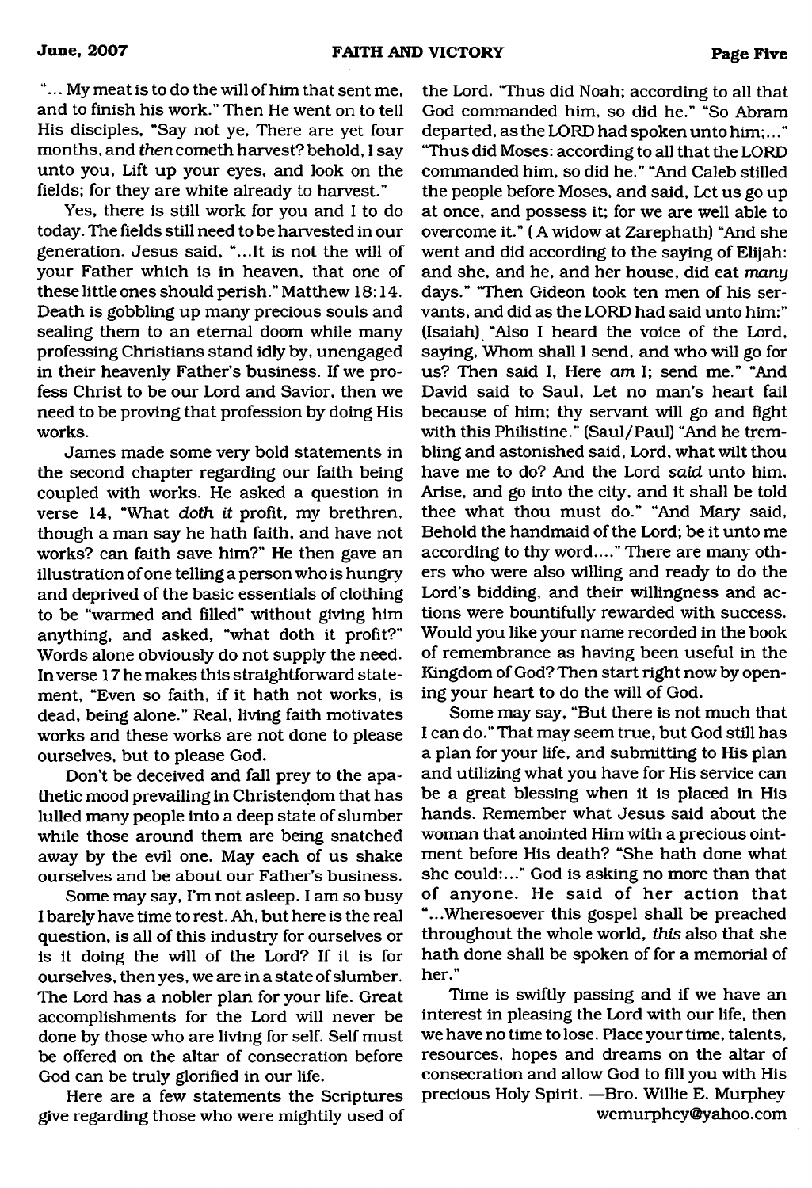"... My meat is to do the will of him that sent me, and to finish his work." Then He went on to tell His disciples, "Say not ye, There are yet four months, and *then* cometh harvest? behold, I say unto you, Lift up your eyes, and look on the fields; for they are white already to harvest."

Yes, there is still work for you and I to do today. The fields still need to be harvested in our generation. Jesus said, "...It is not the will of your Father which is in heaven, that one of these little ones should perish." Matthew 18:14. Death is gobbling up many precious souls and sealing them to an eternal doom while many professing Christians stand idly by, unengaged in their heavenly Father's business. If we profess Christ to be our Lord and Savior, then we need to be proving that profession by doing His works.

James made some very bold statements in the second chapter regarding our faith being coupled with works. He asked a question in verse 14, "What *doth it* profit, my brethren, though a man say he hath faith, and have not works? can faith save him?" He then gave an illustration of one telling a person who is hungry and deprived of the basic essentials of clothing to be "warmed and filled" without giving him anything, and asked, "what doth it profit?" Words alone obviously do not supply the need. In verse 17 he makes this straightforward statement, "Even so faith, if it hath not works, is dead, being alone." Real, living faith motivates works and these works are not done to please ourselves, but to please God.

Don't be deceived and fall prey to the apathetic mood prevailing in Christendom that has lulled many people into a deep state of slumber while those around them are being snatched away by the evil one. May each of us shake ourselves and be about our Father's business.

Some may say, I'm not asleep. I am so busy I barely have time to rest. Ah, but here is the real question, is all of this industry for ourselves or is it doing the will of the Lord? If it is for ourselves, then yes, we are in a state of slumber. The Lord has a nobler plan for your life. Great accomplishments for the Lord will never be done by those who are living for self. Self must be offered on the altar of consecration before God can be truly glorified in our life.

Here are a few statements the Scriptures give regarding those who were mightily used of the Lord. "Thus did Noah; according to all that God commanded him, so did he." "So Abram departed, as the LORD had spoken unto him;..." "Thus did Moses: according to all that the LORD commanded him, so did he." "And Caleb stilled the people before Moses, and said, Let us go up at once, and possess it; for we are well able to overcome it." ( A widow at Zarephath) "And she went and did according to the saying of Elijah: and she, and he, and her house, did eat *many* days." "Then Gideon took ten men of his servants, and did as the LORD had said unto him:" (Isaiah) "Also I heard the voice of the Lord, saying, Whom shall I send, and who will go for us? Then said I, Here *am* I; send me." "And David said to Saul, Let no man's heart fail because of him; thy servant will go and fight with this Philistine." (Saul/Paul) "And he trembling and astonished said, Lord, what wilt thou have me to do? And the Lord *said* unto him, Arise, and go into the city, and it shall be told thee what thou must do." "And Mary said, Behold the handmaid of the Lord; be it unto me according to thy word...." There are many others who were also willing and ready to do the Lord's bidding, and their willingness and actions were bountifully rewarded with success. Would you like your name recorded in the book of remembrance as having been useful in the Kingdom of God? Then start right now by opening your heart to do the will of God.

Some may say, "But there is not much that I can do." That may seem true, but God still has a plan for your life, and submitting to His plan and utilizing what you have for His service can be a great blessing when it is placed in His hands. Remember what Jesus said about the woman that anointed Him with a precious ointment before His death? "She hath done what she could:..." God is asking no more than that of anyone. He said of her action that "...Wheresoever this gospel shall be preached throughout the whole world, *this* also that she hath done shall be spoken of for a memorial of her."

Time is swiftly passing and if we have an interest in pleasing the Lord with our life, then we have no time to lose. Place your time, talents, resources, hopes and dreams on the altar of consecration and allow God to fill you with His precious Holy Spirit. —Bro. Willie E. Murphey
wemurphey@yahoo.com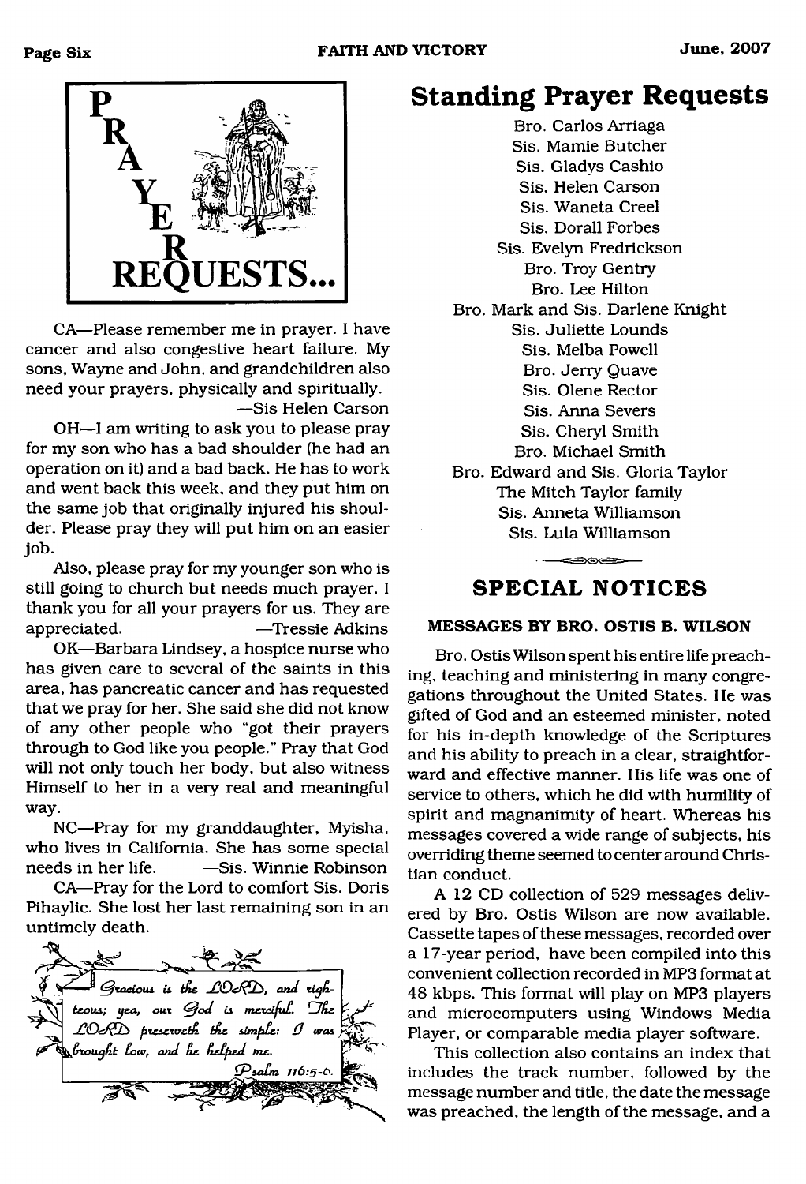## PRAYER REQUESTS...

CA—Please remember me in prayer. I have cancer and also congestive heart failure. My sons, Wayne and John, and grandchildren also need your prayers, physically and spiritually.

—Sis Helen Carson

OH—I am writing to ask you to please pray for my son who has a bad shoulder (he had an operation on it) and a bad back. He has to work and went back this week, and they put him on the same job that originally injured his shoulder. Please pray they will put him on an easier job.

Also, please pray for my younger son who is still going to church but needs much prayer. I thank you for all your prayers for us. They are appreciated. —Tressie Adkins

OK—Barbara Lindsey, a hospice nurse who has given care to several of the saints in this area, has pancreatic cancer and has requested that we pray for her. She said she did not know of any other people who "got their prayers through to God like you people." Pray that God will not only touch her body, but also witness Himself to her in a very real and meaningful way.

NC—Pray for my granddaughter, Myisha, who lives in California. She has some special needs in her life. —Sis. Winnie Robinson

CA—Pray for the Lord to comfort Sis. Doris Pihaylic. She lost her last remaining son in an untimely death.

*Gracious is the LORD, and righteous; yea, our God is merciful. The LORD preserveth the simple: I was brought low, and he helped me.*

*Psalm 116:5-6.*

# Standing Prayer Requests

Bro. Carlos Arriaga
Sis. Mamie Butcher
Sis. Gladys Cashio
Sis. Helen Carson
Sis. Waneta Creel
Sis. Dorall Forbes
Sis. Evelyn Fredrickson
Bro. Troy Gentry
Bro. Lee Hilton
Bro. Mark and Sis. Darlene Knight
Sis. Juliette Lounds
Sis. Melba Powell
Bro. Jerry Quave
Sis. Olene Rector
Sis. Anna Severs
Sis. Cheryl Smith
Bro. Michael Smith
Bro. Edward and Sis. Gloria Taylor
The Mitch Taylor family
Sis. Anneta Williamson
Sis. Lula Williamson

## SPECIAL NOTICES

### MESSAGES BY BRO. OSTIS B. WILSON

Bro. Ostis Wilson spent his entire life preaching, teaching and ministering in many congregations throughout the United States. He was gifted of God and an esteemed minister, noted for his in-depth knowledge of the Scriptures and his ability to preach in a clear, straightforward and effective manner. His life was one of service to others, which he did with humility of spirit and magnanimity of heart. Whereas his messages covered a wide range of subjects, his overriding theme seemed to center around Christian conduct.

A 12 CD collection of 529 messages delivered by Bro. Ostis Wilson are now available. Cassette tapes of these messages, recorded over a 17-year period, have been compiled into this convenient collection recorded in MP3 format at 48 kbps. This format will play on MP3 players and microcomputers using Windows Media Player, or comparable media player software.

This collection also contains an index that includes the track number, followed by the message number and title, the date the message was preached, the length of the message, and a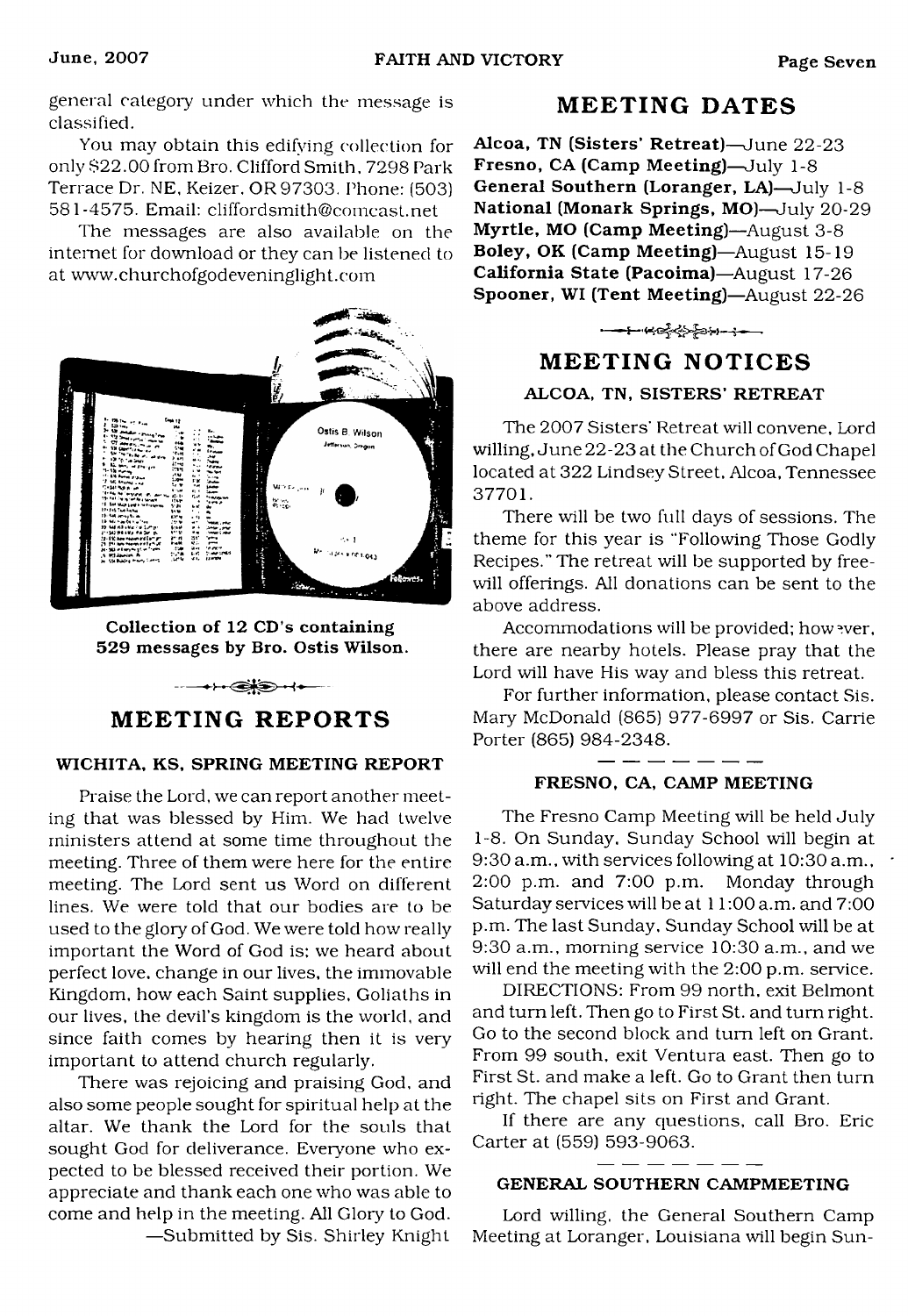general category under which the message is classified.

You may obtain this edifying collection for only $22.00 from Bro. Clifford Smith, 7298 Park Terrace Dr. NE, Keizer, OR 97303. Phone: (503) 581-4575. Email: cliffordsmith@comcast.net

The messages are also available on the internet for download or they can be listened to at www.churchofgodeveninglight.com

**Collection of 12 CD's containing 529 messages by Bro. Ostis Wilson.**

## MEETING REPORTS

### WICHITA, KS, SPRING MEETING REPORT

Praise the Lord, we can report another meeting that was blessed by Him. We had twelve ministers attend at some time throughout the meeting. Three of them were here for the entire meeting. The Lord sent us Word on different lines. We were told that our bodies are to be used to the glory of God. We were told how really important the Word of God is; we heard about perfect love, change in our lives, the immovable Kingdom, how each Saint supplies, Goliaths in our lives, the devil's kingdom is the world, and since faith comes by hearing then it is very important to attend church regularly.

There was rejoicing and praising God, and also some people sought for spiritual help at the altar. We thank the Lord for the souls that sought God for deliverance. Everyone who expected to be blessed received their portion. We appreciate and thank each one who was able to come and help in the meeting. All Glory to God.

—Submitted by Sis. Shirley Knight

## MEETING DATES

**Alcoa, TN (Sisters' Retreat)**—June 22-23
**Fresno, CA (Camp Meeting)**—July 1-8
**General Southern (Loranger, LA)**—July 1-8
**National (Monark Springs, MO)**—July 20-29
**Myrtle, MO (Camp Meeting)**—August 3-8
**Boley, OK (Camp Meeting)**—August 15-19
**California State (Pacoima)**—August 17-26
**Spooner, WI (Tent Meeting)**—August 22-26

## MEETING NOTICES

### ALCOA, TN, SISTERS' RETREAT

The 2007 Sisters' Retreat will convene, Lord willing, June 22-23 at the Church of God Chapel located at 322 Lindsey Street, Alcoa, Tennessee 37701.

There will be two full days of sessions. The theme for this year is "Following Those Godly Recipes." The retreat will be supported by freewill offerings. All donations can be sent to the above address.

Accommodations will be provided; however, there are nearby hotels. Please pray that the Lord will have His way and bless this retreat.

For further information, please contact Sis. Mary McDonald (865) 977-6997 or Sis. Carrie Porter (865) 984-2348.

### FRESNO, CA, CAMP MEETING

The Fresno Camp Meeting will be held July 1-8. On Sunday, Sunday School will begin at 9:30 a.m., with services following at 10:30 a.m., 2:00 p.m. and 7:00 p.m. Monday through Saturday services will be at 11:00 a.m. and 7:00 p.m. The last Sunday, Sunday School will be at 9:30 a.m., morning service 10:30 a.m., and we will end the meeting with the 2:00 p.m. service.

DIRECTIONS: From 99 north, exit Belmont and turn left. Then go to First St. and turn right. Go to the second block and turn left on Grant. From 99 south, exit Ventura east. Then go to First St. and make a left. Go to Grant then turn right. The chapel sits on First and Grant.

If there are any questions, call Bro. Eric Carter at (559) 593-9063.

### GENERAL SOUTHERN CAMPMEETING

Lord willing, the General Southern Camp Meeting at Loranger, Louisiana will begin Sun-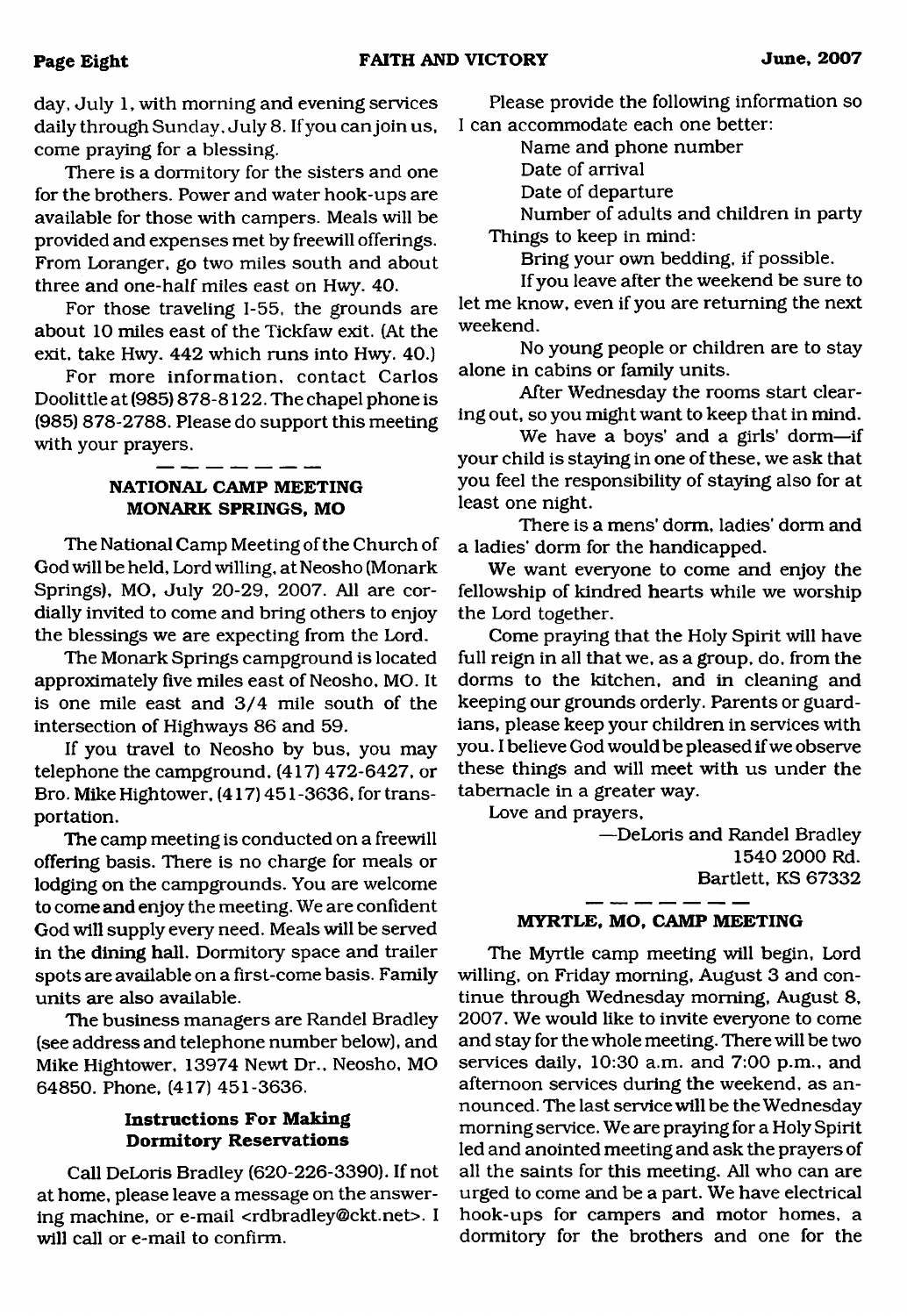day, July 1, with morning and evening services daily through Sunday, July 8. If you can join us, come praying for a blessing.

There is a dormitory for the sisters and one for the brothers. Power and water hook-ups are available for those with campers. Meals will be provided and expenses met by freewill offerings. From Loranger, go two miles south and about three and one-half miles east on Hwy. 40.

For those traveling I-55, the grounds are about 10 miles east of the Tickfaw exit. (At the exit, take Hwy. 442 which runs into Hwy. 40.)

For more information, contact Carlos Doolittle at (985) 878-8122. The chapel phone is (985) 878-2788. Please do support this meeting with your prayers.

---

## NATIONAL CAMP MEETING MONARK SPRINGS, MO

The National Camp Meeting of the Church of God will be held, Lord willing, at Neosho (Monark Springs), MO, July 20-29, 2007. All are cordially invited to come and bring others to enjoy the blessings we are expecting from the Lord.

The Monark Springs campground is located approximately five miles east of Neosho, MO. It is one mile east and 3/4 mile south of the intersection of Highways 86 and 59.

If you travel to Neosho by bus, you may telephone the campground, (417) 472-6427, or Bro. Mike Hightower, (417) 451-3636, for transportation.

The camp meeting is conducted on a freewill offering basis. There is no charge for meals or lodging on the campgrounds. You are welcome to come and enjoy the meeting. We are confident God will supply every need. Meals will be served in the dining hall. Dormitory space and trailer spots are available on a first-come basis. Family units are also available.

The business managers are Randel Bradley (see address and telephone number below), and Mike Hightower, 13974 Newt Dr., Neosho, MO 64850. Phone, (417) 451-3636.

### Instructions For Making Dormitory Reservations

Call DeLoris Bradley (620-226-3390). If not at home, please leave a message on the answering machine, or e-mail <rdbradley@ckt.net>. I will call or e-mail to confirm.

Please provide the following information so I can accommodate each one better:

Name and phone number
Date of arrival
Date of departure
Number of adults and children in party

Things to keep in mind:

Bring your own bedding, if possible.

If you leave after the weekend be sure to let me know, even if you are returning the next weekend.

No young people or children are to stay alone in cabins or family units.

After Wednesday the rooms start clearing out, so you might want to keep that in mind.

We have a boys' and a girls' dorm—if your child is staying in one of these, we ask that you feel the responsibility of staying also for at least one night.

There is a mens' dorm, ladies' dorm and a ladies' dorm for the handicapped.

We want everyone to come and enjoy the fellowship of kindred hearts while we worship the Lord together.

Come praying that the Holy Spirit will have full reign in all that we, as a group, do, from the dorms to the kitchen, and in cleaning and keeping our grounds orderly. Parents or guardians, please keep your children in services with you. I believe God would be pleased if we observe these things and will meet with us under the tabernacle in a greater way.

Love and prayers,

—DeLoris and Randel Bradley
1540 2000 Rd.
Bartlett, KS 67332

---

## MYRTLE, MO, CAMP MEETING

The Myrtle camp meeting will begin, Lord willing, on Friday morning, August 3 and continue through Wednesday morning, August 8, 2007. We would like to invite everyone to come and stay for the whole meeting. There will be two services daily, 10:30 a.m. and 7:00 p.m., and afternoon services during the weekend, as announced. The last service will be the Wednesday morning service. We are praying for a Holy Spirit led and anointed meeting and ask the prayers of all the saints for this meeting. All who can are urged to come and be a part. We have electrical hook-ups for campers and motor homes, a dormitory for the brothers and one for the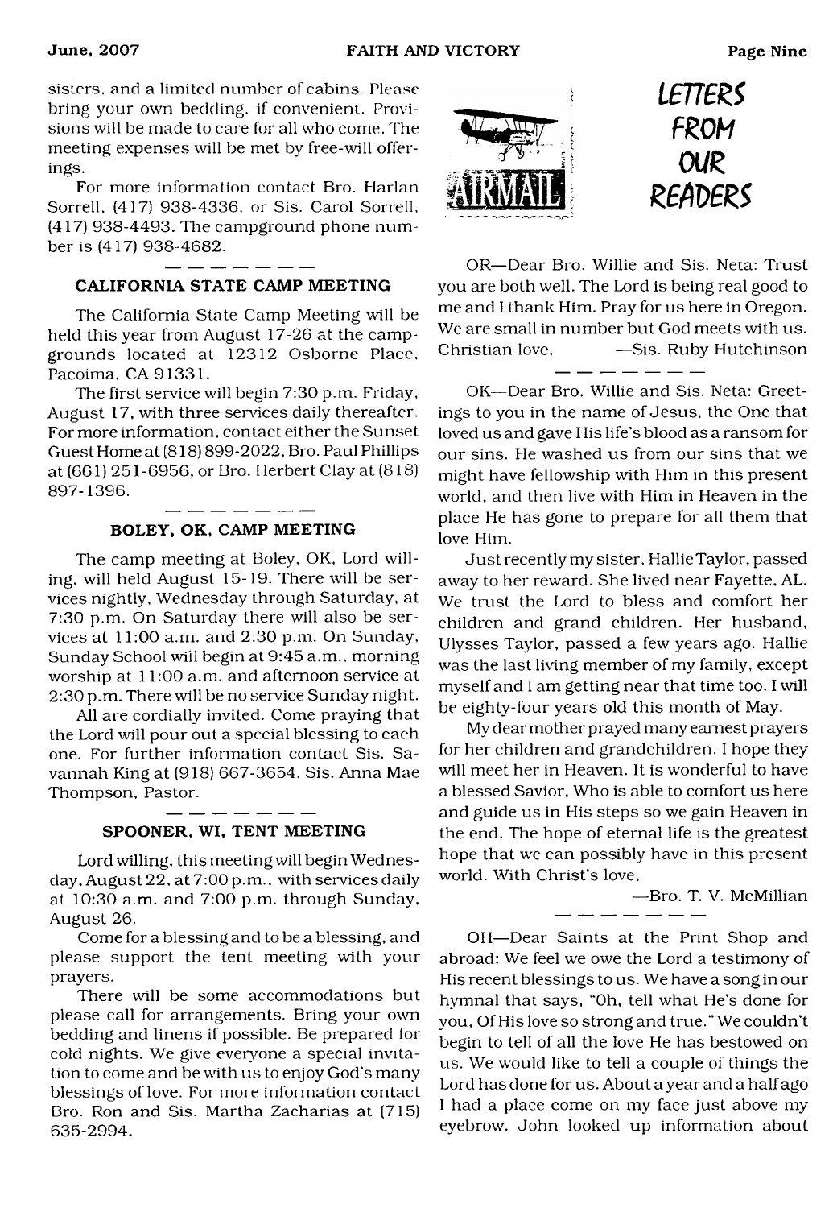sisters, and a limited number of cabins. Please bring your own bedding, if convenient. Provisions will be made to care for all who come. The meeting expenses will be met by free-will offerings.

For more information contact Bro. Harlan Sorrell, (417) 938-4336, or Sis. Carol Sorrell, (417) 938-4493. The campground phone number is (417) 938-4682.

### CALIFORNIA STATE CAMP MEETING

The California State Camp Meeting will be held this year from August 17-26 at the campgrounds located at 12312 Osborne Place, Pacoima, CA 91331.

The first service will begin 7:30 p.m. Friday, August 17, with three services daily thereafter. For more information, contact either the Sunset Guest Home at (818) 899-2022, Bro. Paul Phillips at (661) 251-6956, or Bro. Herbert Clay at (818) 897-1396.

### BOLEY, OK, CAMP MEETING

The camp meeting at Boley, OK, Lord willing, will held August 15-19. There will be services nightly, Wednesday through Saturday, at 7:30 p.m. On Saturday there will also be services at 11:00 a.m. and 2:30 p.m. On Sunday, Sunday School will begin at 9:45 a.m., morning worship at 11:00 a.m. and afternoon service at 2:30 p.m. There will be no service Sunday night.

All are cordially invited. Come praying that the Lord will pour out a special blessing to each one. For further information contact Sis. Savannah King at (918) 667-3654. Sis. Anna Mae Thompson, Pastor.

### SPOONER, WI, TENT MEETING

Lord willing, this meeting will begin Wednesday, August 22, at 7:00 p.m., with services daily at 10:30 a.m. and 7:00 p.m. through Sunday, August 26.

Come for a blessing and to be a blessing, and please support the tent meeting with your prayers.

There will be some accommodations but please call for arrangements. Bring your own bedding and linens if possible. Be prepared for cold nights. We give everyone a special invitation to come and be with us to enjoy God's many blessings of love. For more information contact Bro. Ron and Sis. Martha Zacharias at (715) 635-2994.

## LETTERS FROM OUR READERS

OR—Dear Bro. Willie and Sis. Neta: Trust you are both well. The Lord is being real good to me and I thank Him. Pray for us here in Oregon. We are small in number but God meets with us. Christian love, —Sis. Ruby Hutchinson

OK—Dear Bro. Willie and Sis. Neta: Greetings to you in the name of Jesus, the One that loved us and gave His life's blood as a ransom for our sins. He washed us from our sins that we might have fellowship with Him in this present world, and then live with Him in Heaven in the place He has gone to prepare for all them that love Him.

Just recently my sister, Hallie Taylor, passed away to her reward. She lived near Fayette, AL. We trust the Lord to bless and comfort her children and grand children. Her husband, Ulysses Taylor, passed a few years ago. Hallie was the last living member of my family, except myself and I am getting near that time too. I will be eighty-four years old this month of May.

My dear mother prayed many earnest prayers for her children and grandchildren. I hope they will meet her in Heaven. It is wonderful to have a blessed Savior, Who is able to comfort us here and guide us in His steps so we gain Heaven in the end. The hope of eternal life is the greatest hope that we can possibly have in this present world. With Christ's love,

—Bro. T. V. McMillian

OH—Dear Saints at the Print Shop and abroad: We feel we owe the Lord a testimony of His recent blessings to us. We have a song in our hymnal that says, "Oh, tell what He's done for you, Of His love so strong and true." We couldn't begin to tell of all the love He has bestowed on us. We would like to tell a couple of things the Lord has done for us. About a year and a half ago I had a place come on my face just above my eyebrow. John looked up information about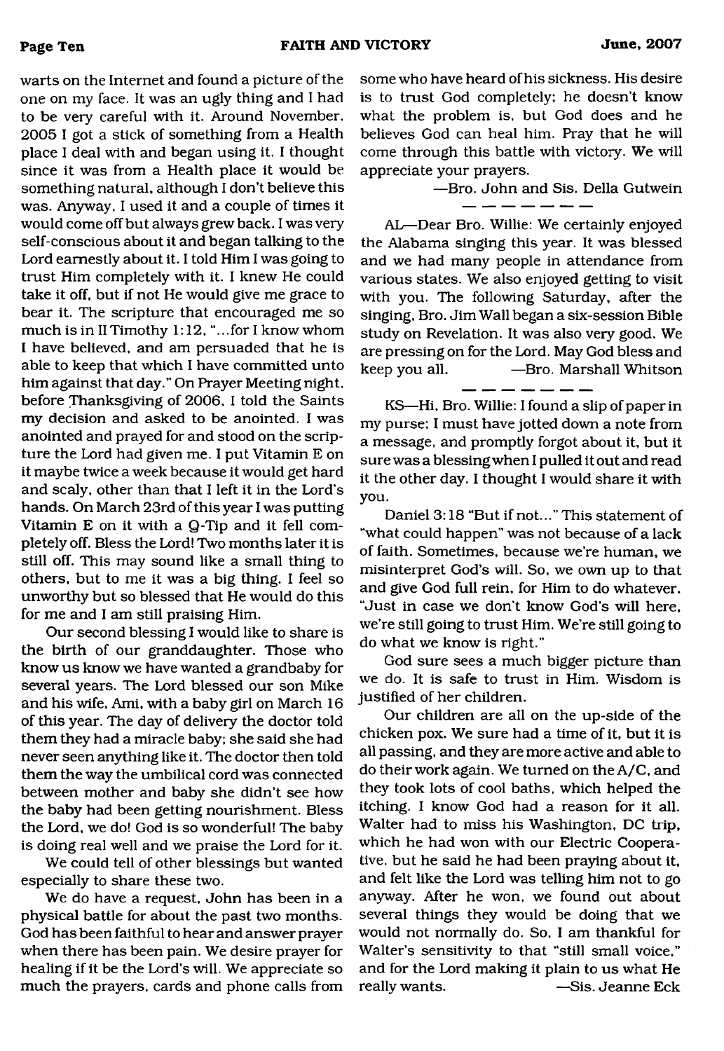warts on the Internet and found a picture of the one on my face. It was an ugly thing and I had to be very careful with it. Around November, 2005 I got a stick of something from a Health place I deal with and began using it. I thought since it was from a Health place it would be something natural, although I don't believe this was. Anyway, I used it and a couple of times it would come off but always grew back. I was very self-conscious about it and began talking to the Lord earnestly about it. I told Him I was going to trust Him completely with it. I knew He could take it off, but if not He would give me grace to bear it. The scripture that encouraged me so much is in II Timothy 1:12, "...for I know whom I have believed, and am persuaded that he is able to keep that which I have committed unto him against that day." On Prayer Meeting night, before Thanksgiving of 2006, I told the Saints my decision and asked to be anointed. I was anointed and prayed for and stood on the scripture the Lord had given me. I put Vitamin E on it maybe twice a week because it would get hard and scaly, other than that I left it in the Lord's hands. On March 23rd of this year I was putting Vitamin E on it with a Q-Tip and it fell completely off. Bless the Lord! Two months later it is still off. This may sound like a small thing to others, but to me it was a big thing. I feel so unworthy but so blessed that He would do this for me and I am still praising Him.

Our second blessing I would like to share is the birth of our granddaughter. Those who know us know we have wanted a grandbaby for several years. The Lord blessed our son Mike and his wife, Ami, with a baby girl on March 16 of this year. The day of delivery the doctor told them they had a miracle baby; she said she had never seen anything like it. The doctor then told them the way the umbilical cord was connected between mother and baby she didn't see how the baby had been getting nourishment. Bless the Lord, we do! God is so wonderful! The baby is doing real well and we praise the Lord for it.

We could tell of other blessings but wanted especially to share these two.

We do have a request. John has been in a physical battle for about the past two months. God has been faithful to hear and answer prayer when there has been pain. We desire prayer for healing if it be the Lord's will. We appreciate so much the prayers, cards and phone calls from some who have heard of his sickness. His desire is to trust God completely; he doesn't know what the problem is, but God does and he believes God can heal him. Pray that he will come through this battle with victory. We will appreciate your prayers.

—Bro. John and Sis. Della Gutwein

— — — — — — —

AL—Dear Bro. Willie: We certainly enjoyed the Alabama singing this year. It was blessed and we had many people in attendance from various states. We also enjoyed getting to visit with you. The following Saturday, after the singing, Bro. Jim Wall began a six-session Bible study on Revelation. It was also very good. We are pressing on for the Lord. May God bless and keep you all. —Bro. Marshall Whitson

— — — — — — —

KS—Hi, Bro. Willie: I found a slip of paper in my purse; I must have jotted down a note from a message, and promptly forgot about it, but it sure was a blessing when I pulled it out and read it the other day. I thought I would share it with you.

Daniel 3:18 "But if not..." This statement of "what could happen" was not because of a lack of faith. Sometimes, because we're human, we misinterpret God's will. So, we own up to that and give God full rein, for Him to do whatever. "Just in case we don't know God's will here, we're still going to trust Him. We're still going to do what we know is right."

God sure sees a much bigger picture than we do. It is safe to trust in Him. Wisdom is justified of her children.

Our children are all on the up-side of the chicken pox. We sure had a time of it, but it is all passing, and they are more active and able to do their work again. We turned on the A/C, and they took lots of cool baths, which helped the itching. I know God had a reason for it all. Walter had to miss his Washington, DC trip, which he had won with our Electric Cooperative, but he said he had been praying about it, and felt like the Lord was telling him not to go anyway. After he won, we found out about several things they would be doing that we would not normally do. So, I am thankful for Walter's sensitivity to that "still small voice," and for the Lord making it plain to us what He really wants. —Sis. Jeanne Eck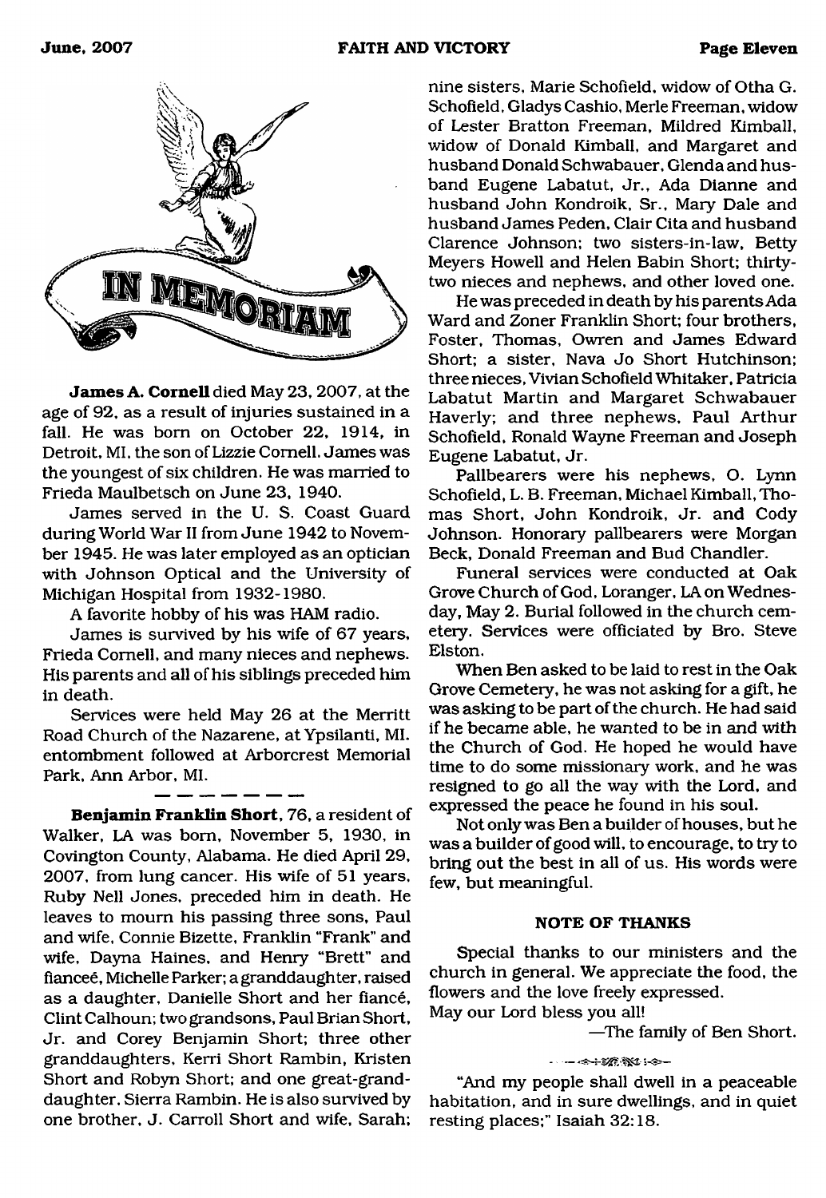# IN MEMORIAM

**James A. Cornell** died May 23, 2007, at the age of 92, as a result of injuries sustained in a fall. He was born on October 22, 1914, in Detroit, MI, the son of Lizzie Cornell. James was the youngest of six children. He was married to Frieda Maulbetsch on June 23, 1940.

James served in the U. S. Coast Guard during World War II from June 1942 to November 1945. He was later employed as an optician with Johnson Optical and the University of Michigan Hospital from 1932-1980.

A favorite hobby of his was HAM radio.

James is survived by his wife of 67 years, Frieda Cornell, and many nieces and nephews. His parents and all of his siblings preceded him in death.

Services were held May 26 at the Merritt Road Church of the Nazarene, at Ypsilanti, MI. entombment followed at Arborcrest Memorial Park, Ann Arbor, MI.

---

**Benjamin Franklin Short**, 76, a resident of Walker, LA was born, November 5, 1930, in Covington County, Alabama. He died April 29, 2007, from lung cancer. His wife of 51 years, Ruby Nell Jones, preceded him in death. He leaves to mourn his passing three sons, Paul and wife, Connie Bizette, Franklin "Frank" and wife, Dayna Haines, and Henry "Brett" and fianceé, Michelle Parker; a granddaughter, raised as a daughter, Danielle Short and her fiancé, Clint Calhoun; two grandsons, Paul Brian Short, Jr. and Corey Benjamin Short; three other granddaughters, Kerri Short Rambin, Kristen Short and Robyn Short; and one great-granddaughter, Sierra Rambin. He is also survived by one brother, J. Carroll Short and wife, Sarah; nine sisters, Marie Schofield, widow of Otha G. Schofield, Gladys Cashio, Merle Freeman, widow of Lester Bratton Freeman, Mildred Kimball, widow of Donald Kimball, and Margaret and husband Donald Schwabauer, Glenda and husband Eugene Labatut, Jr., Ada Dianne and husband John Kondroik, Sr., Mary Dale and husband James Peden, Clair Cita and husband Clarence Johnson; two sisters-in-law, Betty Meyers Howell and Helen Babin Short; thirty-two nieces and nephews, and other loved one.

He was preceded in death by his parents Ada Ward and Zoner Franklin Short; four brothers, Foster, Thomas, Owren and James Edward Short; a sister, Nava Jo Short Hutchinson; three nieces, Vivian Schofield Whitaker, Patricia Labatut Martin and Margaret Schwabauer Haverly; and three nephews, Paul Arthur Schofield, Ronald Wayne Freeman and Joseph Eugene Labatut, Jr.

Pallbearers were his nephews, O. Lynn Schofield, L. B. Freeman, Michael Kimball, Thomas Short, John Kondroik, Jr. and Cody Johnson. Honorary pallbearers were Morgan Beck, Donald Freeman and Bud Chandler.

Funeral services were conducted at Oak Grove Church of God, Loranger, LA on Wednesday, May 2. Burial followed in the church cemetery. Services were officiated by Bro. Steve Elston.

When Ben asked to be laid to rest in the Oak Grove Cemetery, he was not asking for a gift, he was asking to be part of the church. He had said if he became able, he wanted to be in and with the Church of God. He hoped he would have time to do some missionary work, and he was resigned to go all the way with the Lord, and expressed the peace he found in his soul.

Not only was Ben a builder of houses, but he was a builder of good will, to encourage, to try to bring out the best in all of us. His words were few, but meaningful.

### NOTE OF THANKS

Special thanks to our ministers and the church in general. We appreciate the food, the flowers and the love freely expressed.
May our Lord bless you all!

—The family of Ben Short.

"And my people shall dwell in a peaceable habitation, and in sure dwellings, and in quiet resting places;" Isaiah 32:18.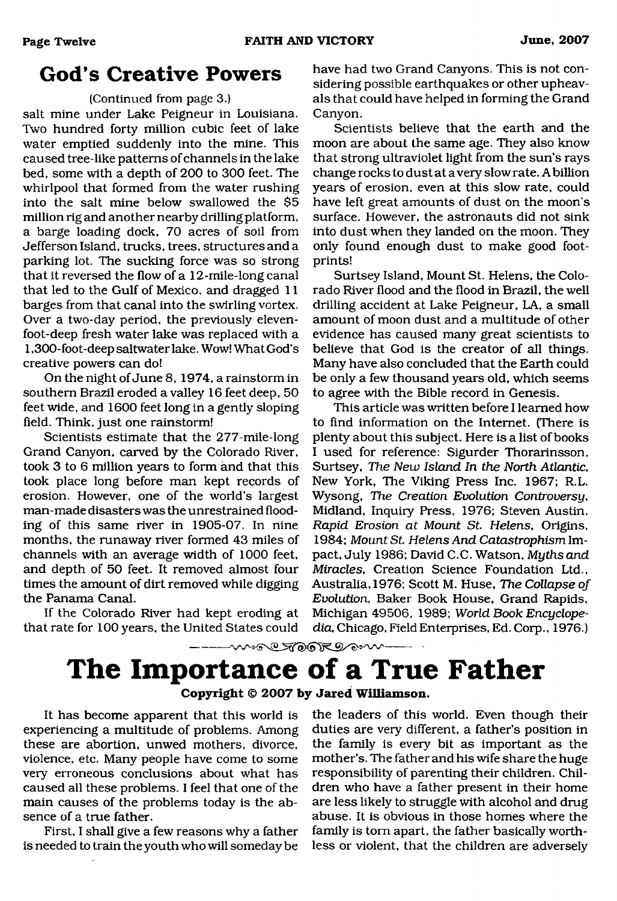## God's Creative Powers

(Continued from page 3.)

salt mine under Lake Peigneur in Louisiana. Two hundred forty million cubic feet of lake water emptied suddenly into the mine. This caused tree-like patterns of channels in the lake bed, some with a depth of 200 to 300 feet. The whirlpool that formed from the water rushing into the salt mine below swallowed the $5 million rig and another nearby drilling platform, a barge loading dock, 70 acres of soil from Jefferson Island, trucks, trees, structures and a parking lot. The sucking force was so strong that it reversed the flow of a 12-mile-long canal that led to the Gulf of Mexico, and dragged 11 barges from that canal into the swirling vortex. Over a two-day period, the previously eleven-foot-deep fresh water lake was replaced with a 1,300-foot-deep saltwater lake. Wow! What God's creative powers can do!

On the night of June 8, 1974, a rainstorm in southern Brazil eroded a valley 16 feet deep, 50 feet wide, and 1600 feet long in a gently sloping field. Think, just one rainstorm!

Scientists estimate that the 277-mile-long Grand Canyon, carved by the Colorado River, took 3 to 6 million years to form and that this took place long before man kept records of erosion. However, one of the world's largest man-made disasters was the unrestrained flooding of this same river in 1905-07. In nine months, the runaway river formed 43 miles of channels with an average width of 1000 feet, and depth of 50 feet. It removed almost four times the amount of dirt removed while digging the Panama Canal.

If the Colorado River had kept eroding at that rate for 100 years, the United States could have had two Grand Canyons. This is not considering possible earthquakes or other upheavals that could have helped in forming the Grand Canyon.

Scientists believe that the earth and the moon are about the same age. They also know that strong ultraviolet light from the sun's rays change rocks to dust at a very slow rate. A billion years of erosion, even at this slow rate, could have left great amounts of dust on the moon's surface. However, the astronauts did not sink into dust when they landed on the moon. They only found enough dust to make good footprints!

Surtsey Island, Mount St. Helens, the Colorado River flood and the flood in Brazil, the well drilling accident at Lake Peigneur, LA, a small amount of moon dust and a multitude of other evidence has caused many great scientists to believe that God is the creator of all things. Many have also concluded that the Earth could be only a few thousand years old, which seems to agree with the Bible record in Genesis.

This article was written before I learned how to find information on the Internet. (There is plenty about this subject. Here is a list of books I used for reference: Sigurder Thorarinsson, Surtsey, *The New Island In the North Atlantic*, New York, The Viking Press Inc. 1967; R.L. Wysong, *The Creation Evolution Controversy*, Midland, Inquiry Press, 1976; Steven Austin, *Rapid Erosion at Mount St. Helens*, Origins, 1984; *Mount St. Helens And Catastrophism* Impact, July 1986; David C.C. Watson, *Myths and Miracles*, Creation Science Foundation Ltd., Australia, 1976; Scott M. Huse, *The Collapse of Evolution*, Baker Book House, Grand Rapids, Michigan 49506, 1989; *World Book Encyclopedia*, Chicago, Field Enterprises, Ed. Corp., 1976.)

# The Importance of a True Father

**Copyright © 2007 by Jared Williamson.**

It has become apparent that this world is experiencing a multitude of problems. Among these are abortion, unwed mothers, divorce, violence, etc. Many people have come to some very erroneous conclusions about what has caused all these problems. I feel that one of the main causes of the problems today is the absence of a true father.

First, I shall give a few reasons why a father is needed to train the youth who will someday be the leaders of this world. Even though their duties are very different, a father's position in the family is every bit as important as the mother's. The father and his wife share the huge responsibility of parenting their children. Children who have a father present in their home are less likely to struggle with alcohol and drug abuse. It is obvious in those homes where the family is torn apart, the father basically worthless or violent, that the children are adversely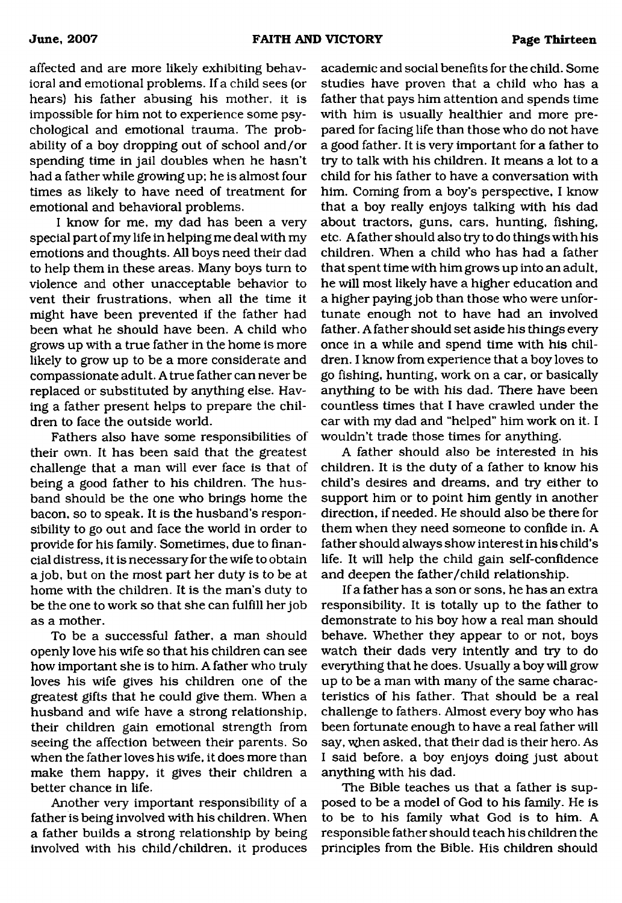affected and are more likely exhibiting behavioral and emotional problems. If a child sees (or hears) his father abusing his mother, it is impossible for him not to experience some psychological and emotional trauma. The probability of a boy dropping out of school and/or spending time in jail doubles when he hasn't had a father while growing up; he is almost four times as likely to have need of treatment for emotional and behavioral problems.

I know for me, my dad has been a very special part of my life in helping me deal with my emotions and thoughts. All boys need their dad to help them in these areas. Many boys turn to violence and other unacceptable behavior to vent their frustrations, when all the time it might have been prevented if the father had been what he should have been. A child who grows up with a true father in the home is more likely to grow up to be a more considerate and compassionate adult. A true father can never be replaced or substituted by anything else. Having a father present helps to prepare the children to face the outside world.

Fathers also have some responsibilities of their own. It has been said that the greatest challenge that a man will ever face is that of being a good father to his children. The husband should be the one who brings home the bacon, so to speak. It is the husband's responsibility to go out and face the world in order to provide for his family. Sometimes, due to financial distress, it is necessary for the wife to obtain a job, but on the most part her duty is to be at home with the children. It is the man's duty to be the one to work so that she can fulfill her job as a mother.

To be a successful father, a man should openly love his wife so that his children can see how important she is to him. A father who truly loves his wife gives his children one of the greatest gifts that he could give them. When a husband and wife have a strong relationship, their children gain emotional strength from seeing the affection between their parents. So when the father loves his wife, it does more than make them happy, it gives their children a better chance in life.

Another very important responsibility of a father is being involved with his children. When a father builds a strong relationship by being involved with his child/children, it produces academic and social benefits for the child. Some studies have proven that a child who has a father that pays him attention and spends time with him is usually healthier and more prepared for facing life than those who do not have a good father. It is very important for a father to try to talk with his children. It means a lot to a child for his father to have a conversation with him. Coming from a boy's perspective, I know that a boy really enjoys talking with his dad about tractors, guns, cars, hunting, fishing, etc. A father should also try to do things with his children. When a child who has had a father that spent time with him grows up into an adult, he will most likely have a higher education and a higher paying job than those who were unfortunate enough not to have had an involved father. A father should set aside his things every once in a while and spend time with his children. I know from experience that a boy loves to go fishing, hunting, work on a car, or basically anything to be with his dad. There have been countless times that I have crawled under the car with my dad and "helped" him work on it. I wouldn't trade those times for anything.

A father should also be interested in his children. It is the duty of a father to know his child's desires and dreams, and try either to support him or to point him gently in another direction, if needed. He should also be there for them when they need someone to confide in. A father should always show interest in his child's life. It will help the child gain self-confidence and deepen the father/child relationship.

If a father has a son or sons, he has an extra responsibility. It is totally up to the father to demonstrate to his boy how a real man should behave. Whether they appear to or not, boys watch their dads very intently and try to do everything that he does. Usually a boy will grow up to be a man with many of the same characteristics of his father. That should be a real challenge to fathers. Almost every boy who has been fortunate enough to have a real father will say, when asked, that their dad is their hero. As I said before, a boy enjoys doing just about anything with his dad.

The Bible teaches us that a father is supposed to be a model of God to his family. He is to be to his family what God is to him. A responsible father should teach his children the principles from the Bible. His children should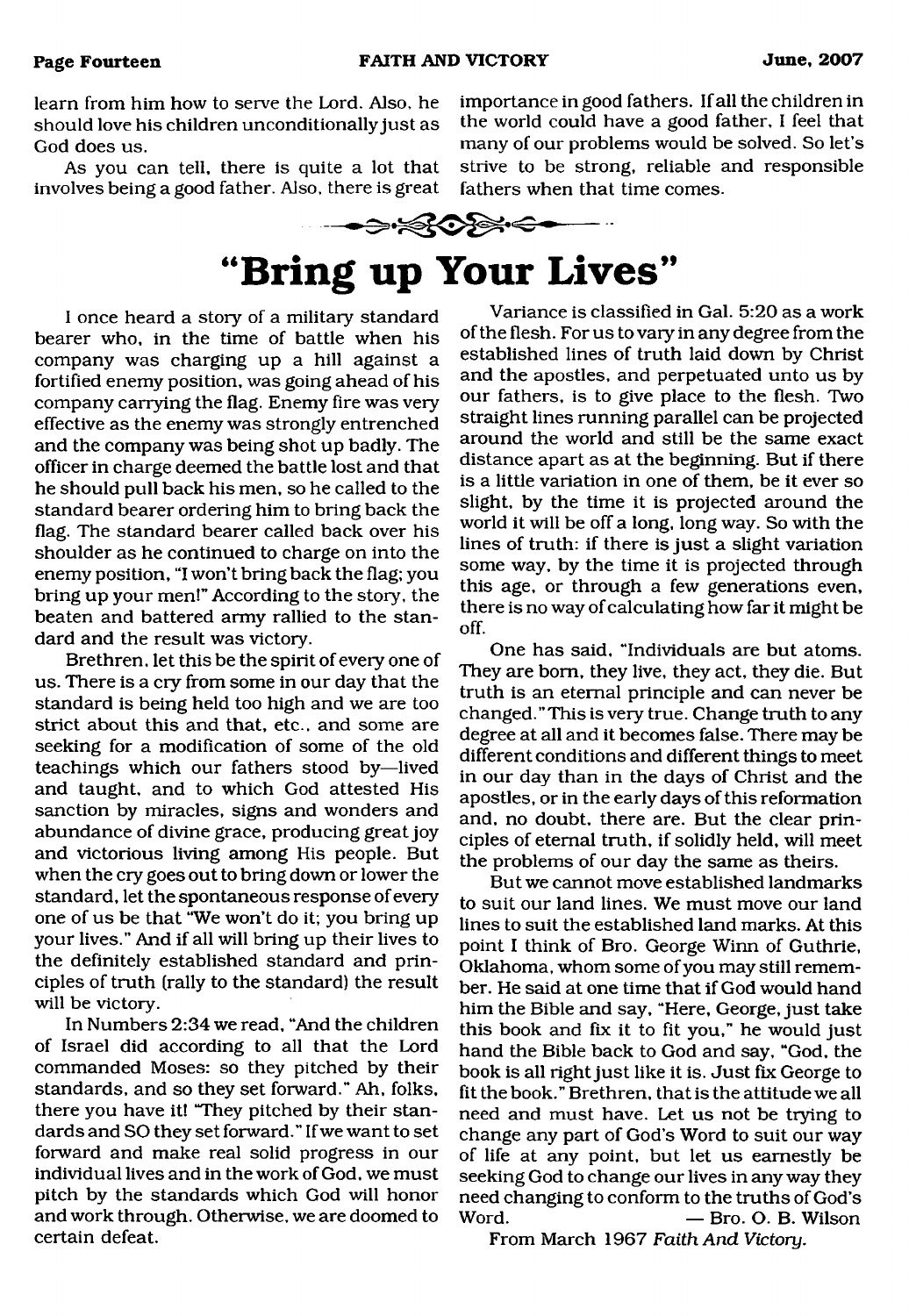learn from him how to serve the Lord. Also, he should love his children unconditionally just as God does us.

As you can tell, there is quite a lot that involves being a good father. Also, there is great importance in good fathers. If all the children in the world could have a good father, I feel that many of our problems would be solved. So let's strive to be strong, reliable and responsible fathers when that time comes.

# "Bring up Your Lives"

I once heard a story of a military standard bearer who, in the time of battle when his company was charging up a hill against a fortified enemy position, was going ahead of his company carrying the flag. Enemy fire was very effective as the enemy was strongly entrenched and the company was being shot up badly. The officer in charge deemed the battle lost and that he should pull back his men, so he called to the standard bearer ordering him to bring back the flag. The standard bearer called back over his shoulder as he continued to charge on into the enemy position, "I won't bring back the flag; you bring up your men!" According to the story, the beaten and battered army rallied to the standard and the result was victory.

Brethren, let this be the spirit of every one of us. There is a cry from some in our day that the standard is being held too high and we are too strict about this and that, etc., and some are seeking for a modification of some of the old teachings which our fathers stood by—lived and taught, and to which God attested His sanction by miracles, signs and wonders and abundance of divine grace, producing great joy and victorious living among His people. But when the cry goes out to bring down or lower the standard, let the spontaneous response of every one of us be that "We won't do it; you bring up your lives." And if all will bring up their lives to the definitely established standard and principles of truth (rally to the standard) the result will be victory.

In Numbers 2:34 we read, "And the children of Israel did according to all that the Lord commanded Moses: so they pitched by their standards, and so they set forward." Ah, folks, there you have it! "They pitched by their standards and SO they set forward." If we want to set forward and make real solid progress in our individual lives and in the work of God, we must pitch by the standards which God will honor and work through. Otherwise, we are doomed to certain defeat.

Variance is classified in Gal. 5:20 as a work of the flesh. For us to vary in any degree from the established lines of truth laid down by Christ and the apostles, and perpetuated unto us by our fathers, is to give place to the flesh. Two straight lines running parallel can be projected around the world and still be the same exact distance apart as at the beginning. But if there is a little variation in one of them, be it ever so slight, by the time it is projected around the world it will be off a long, long way. So with the lines of truth: if there is just a slight variation some way, by the time it is projected through this age, or through a few generations even, there is no way of calculating how far it might be off.

One has said, "Individuals are but atoms. They are born, they live, they act, they die. But truth is an eternal principle and can never be changed." This is very true. Change truth to any degree at all and it becomes false. There may be different conditions and different things to meet in our day than in the days of Christ and the apostles, or in the early days of this reformation and, no doubt, there are. But the clear principles of eternal truth, if solidly held, will meet the problems of our day the same as theirs.

But we cannot move established landmarks to suit our land lines. We must move our land lines to suit the established land marks. At this point I think of Bro. George Winn of Guthrie, Oklahoma, whom some of you may still remember. He said at one time that if God would hand him the Bible and say, "Here, George, just take this book and fix it to fit you," he would just hand the Bible back to God and say, "God, the book is all right just like it is. Just fix George to fit the book." Brethren, that is the attitude we all need and must have. Let us not be trying to change any part of God's Word to suit our way of life at any point, but let us earnestly be seeking God to change our lives in any way they need changing to conform to the truths of God's Word. — Bro. O. B. Wilson

From March 1967 *Faith And Victory*.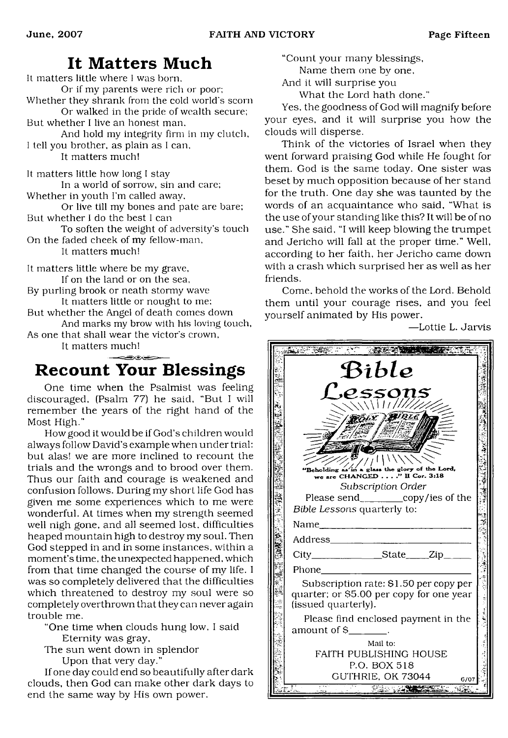# It Matters Much

It matters little where I was born,
Or if my parents were rich or poor;
Whether they shrank from the cold world's scorn
Or walked in the pride of wealth secure;
But whether I live an honest man,
And hold my integrity firm in my clutch,
I tell you brother, as plain as I can,
It matters much!

It matters little how long I stay
In a world of sorrow, sin and care;
Whether in youth I'm called away,
Or live till my bones and pate are bare;
But whether I do the best I can
To soften the weight of adversity's touch
On the faded cheek of my fellow-man,
It matters much!

It matters little where be my grave,
If on the land or on the sea,
By purling brook or neath stormy wave
It matters little or nought to me:
But whether the Angel of death comes down
And marks my brow with his loving touch,
As one that shall wear the victor's crown,
It matters much!

# Recount Your Blessings

One time when the Psalmist was feeling discouraged, (Psalm 77) he said, "But I will remember the years of the right hand of the Most High."

How good it would be if God's children would always follow David's example when under trial: but alas! we are more inclined to recount the trials and the wrongs and to brood over them. Thus our faith and courage is weakened and confusion follows. During my short life God has given me some experiences which to me were wonderful. At times when my strength seemed well nigh gone, and all seemed lost, difficulties heaped mountain high to destroy my soul. Then God stepped in and in some instances, within a moment's time, the unexpected happened, which from that time changed the course of my life. I was so completely delivered that the difficulties which threatened to destroy my soul were so completely overthrown that they can never again trouble me.

"One time when clouds hung low, I said
Eternity was gray,
The sun went down in splendor
Upon that very day."

If one day could end so beautifully after dark clouds, then God can make other dark days to end the same way by His own power.

"Count your many blessings,
Name them one by one,
And it will surprise you
What the Lord hath done."

Yes, the goodness of God will magnify before your eyes, and it will surprise you how the clouds will disperse.

Think of the victories of Israel when they went forward praising God while He fought for them. God is the same today. One sister was beset by much opposition because of her stand for the truth. One day she was taunted by the words of an acquaintance who said, "What is the use of your standing like this? It will be of no use." She said, "I will keep blowing the trumpet and Jericho will fall at the proper time." Well, according to her faith, her Jericho came down with a crash which surprised her as well as her friends.

Come, behold the works of the Lord. Behold them until your courage rises, and you feel yourself animated by His power.

—Lottie L. Jarvis

---

## Bible Lessons

"Beholding as in a glass the glory of the Lord, we are CHANGED . . . ." II Cor. 3:18

*Subscription Order*

Please send________copy/ies of the *Bible Lessons* quarterly to:

Name______________________________

Address____________________________

City______________State_____Zip_____

Phone_____________________________

Subscription rate: $1.50 per copy per quarter; or $5.00 per copy for one year (issued quarterly).

Please find enclosed payment in the amount of $________.

Mail to:
FAITH PUBLISHING HOUSE
P.O. BOX 518
GUTHRIE, OK 73044

6/07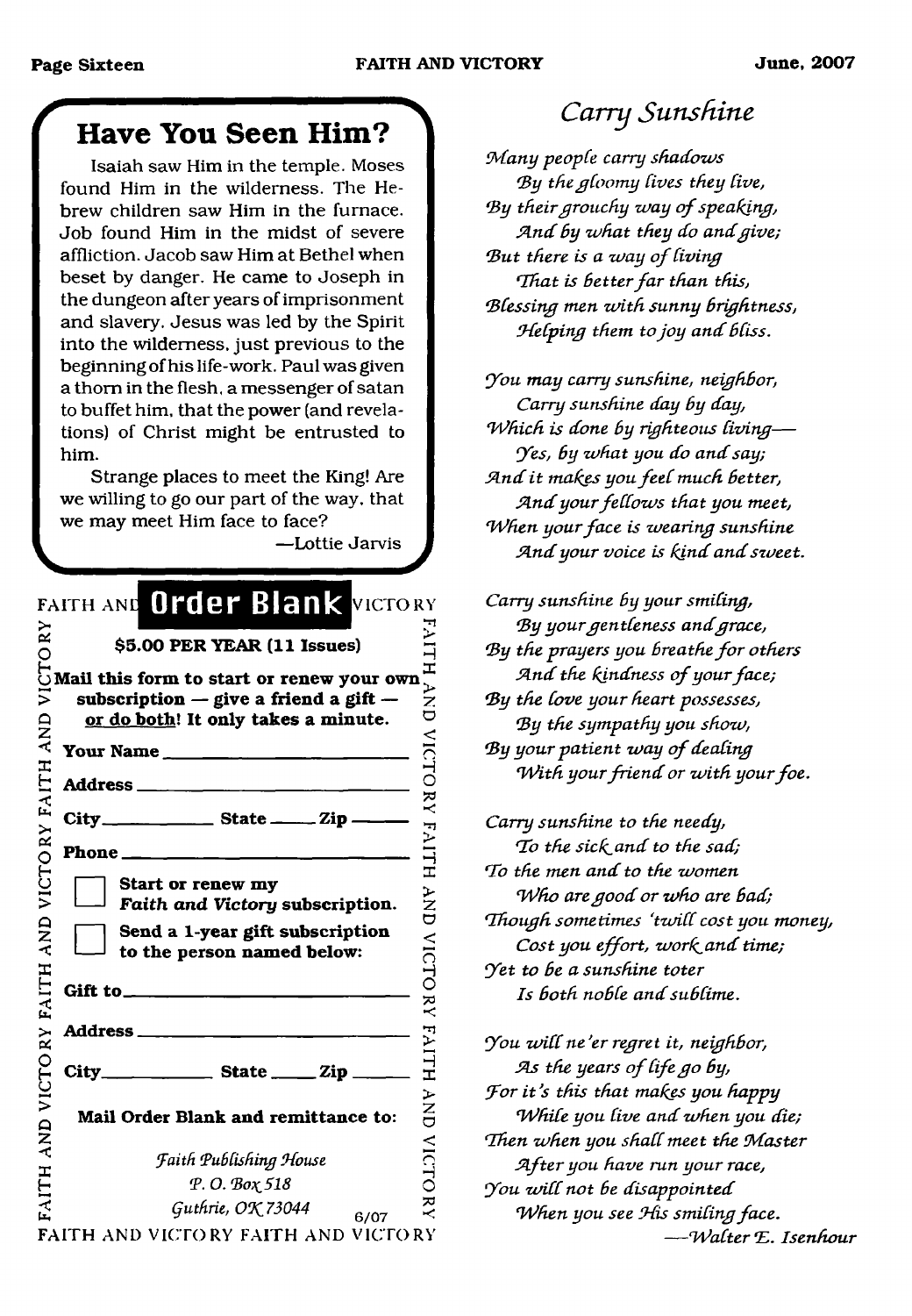## Have You Seen Him?

Isaiah saw Him in the temple. Moses found Him in the wilderness. The Hebrew children saw Him in the furnace. Job found Him in the midst of severe affliction. Jacob saw Him at Bethel when beset by danger. He came to Joseph in the dungeon after years of imprisonment and slavery. Jesus was led by the Spirit into the wilderness, just previous to the beginning of his life-work. Paul was given a thorn in the flesh, a messenger of satan to buffet him, that the power (and revelations) of Christ might be entrusted to him.

Strange places to meet the King! Are we willing to go our part of the way, that we may meet Him face to face?

—Lottie Jarvis

## Order Blank

**$5.00 PER YEAR (11 Issues)**

**Mail this form to start or renew your own subscription — give a friend a gift — or do both! It only takes a minute.**

**Your Name** \_\_\_\_\_\_\_\_\_\_\_\_\_\_\_\_\_\_\_\_

**Address** \_\_\_\_\_\_\_\_\_\_\_\_\_\_\_\_\_\_\_\_

**City** \_\_\_\_\_\_\_\_ **State** \_\_\_\_ **Zip** \_\_\_\_

**Phone** \_\_\_\_\_\_\_\_\_\_\_\_\_\_\_\_\_\_\_\_

☐ **Start or renew my *Faith and Victory* subscription.**

☐ **Send a 1-year gift subscription to the person named below:**

**Gift to** \_\_\_\_\_\_\_\_\_\_\_\_\_\_\_\_\_\_\_\_

**Address** \_\_\_\_\_\_\_\_\_\_\_\_\_\_\_\_\_\_\_\_

**City** \_\_\_\_\_\_\_\_ **State** \_\_\_\_ **Zip** \_\_\_\_

**Mail Order Blank and remittance to:**

*Faith Publishing House*
*P. O. Box 518*
*Guthrie, OK 73044*

6/07

## *Carry Sunshine*

*Many people carry shadows*
*By the gloomy lives they live,*
*By their grouchy way of speaking,*
*And by what they do and give;*
*But there is a way of living*
*That is better far than this,*
*Blessing men with sunny brightness,*
*Helping them to joy and bliss.*

*You may carry sunshine, neighbor,*
*Carry sunshine day by day,*
*Which is done by righteous living—*
*Yes, by what you do and say;*
*And it makes you feel much better,*
*And your fellows that you meet,*
*When your face is wearing sunshine*
*And your voice is kind and sweet.*

*Carry sunshine by your smiling,*
*By your gentleness and grace,*
*By the prayers you breathe for others*
*And the kindness of your face;*
*By the love your heart possesses,*
*By the sympathy you show,*
*By your patient way of dealing*
*With your friend or with your foe.*

*Carry sunshine to the needy,*
*To the sick and to the sad;*
*To the men and to the women*
*Who are good or who are bad;*
*Though sometimes 'twill cost you money,*
*Cost you effort, work and time;*
*Yet to be a sunshine toter*
*Is both noble and sublime.*

*You will ne'er regret it, neighbor,*
*As the years of life go by,*
*For it's this that makes you happy*
*While you live and when you die;*
*Then when you shall meet the Master*
*After you have run your race,*
*You will not be disappointed*
*When you see His smiling face.*

—*Walter E. Isenhour*